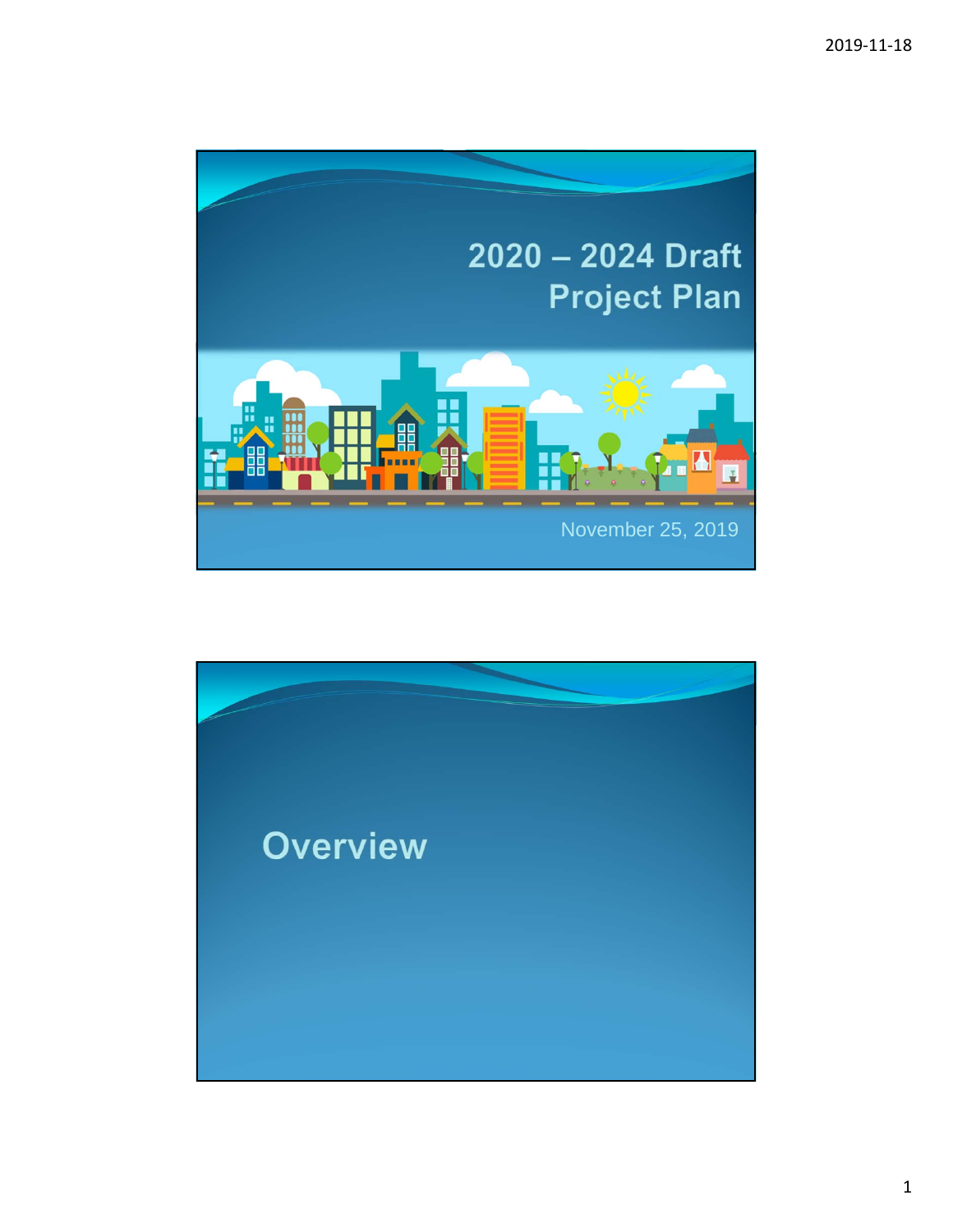# 2020 – 2024 Draft Project Plan

November 25, 2019

## Overview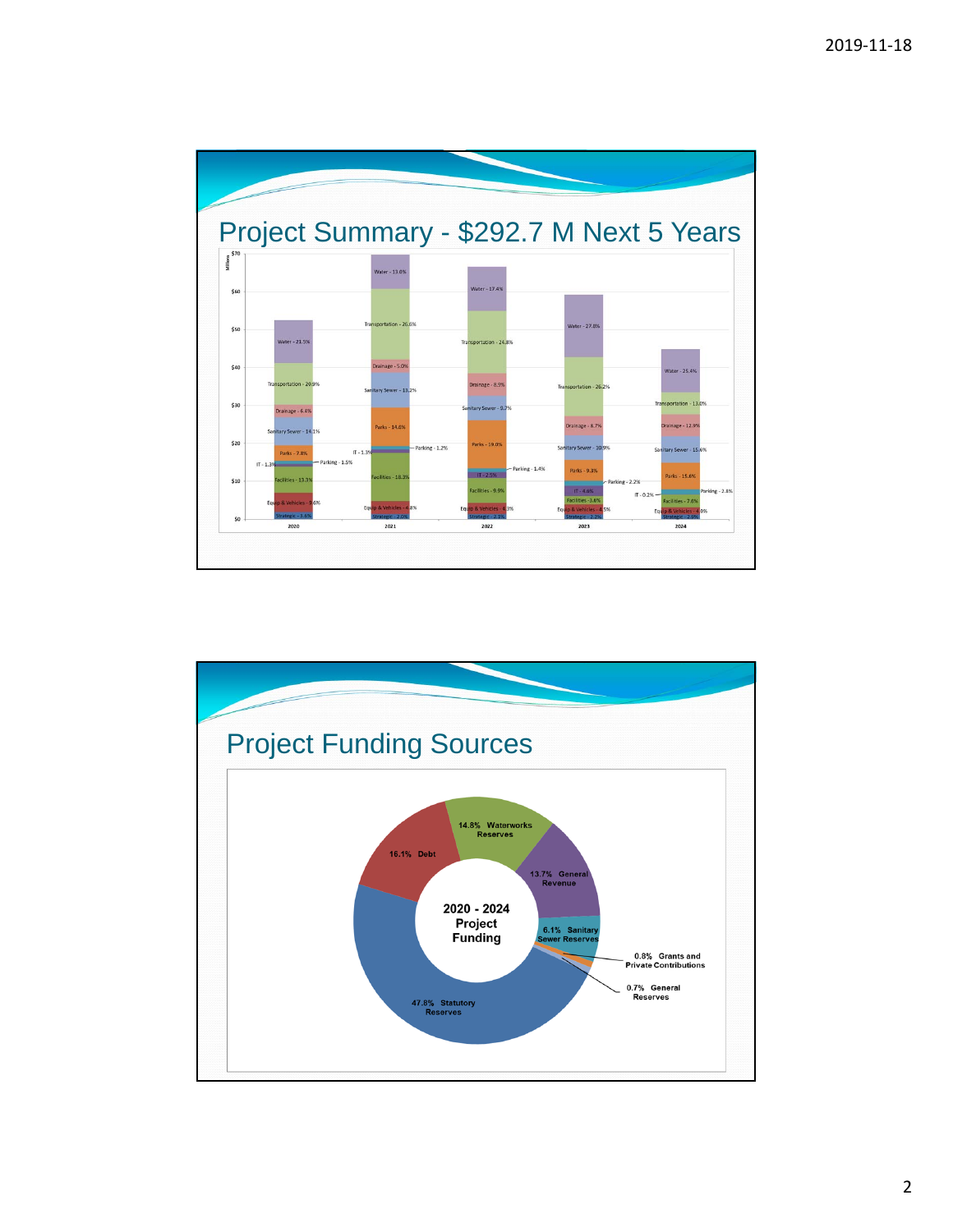# Project Summary - $292.7 M Next 5 Years

| Category | 2020 | 2021 | 2022 | 2023 | 2024 |
|---|---|---|---|---|---|
| Water | 21.5% | 13.0% | 17.4% | 27.0% | 25.4% |
| Transportation | 20.9% | 26.6% | 24.8% | 26.2% | 13.0% |
| Drainage | 6.4% | 5.0% | 8.9% | 8.7% | 12.9% |
| Sanitary Sewer | 14.1% | 13.2% | 9.7% | 10.9% | 15.6% |
| Parks | 7.8% | 14.6% | 19.0% | 9.3% | 15.6% |
| Parking | 1.5% | 1.2% | 1.4% | 2.2% | 2.8% |
| IT | 1.3% | 1.3% | 2.5% | 4.6% | 0.2% |
| Facilities | 13.3% | 18.3% | 9.9% | 3.6% | 7.6% |
| Equip & Vehicles | 9.6% | 4.8% | 4.3% | 4.5% | 4.0% |
| Strategic | 3.6% | 2.0% | 2.1% | 2.2% | 2.9% |

# Project Funding Sources

2020 - 2024 Project Funding

| Source | Share |
|---|---|
| Statutory Reserves | 47.8% |
| Debt | 16.1% |
| Waterworks Reserves | 14.8% |
| General Revenue | 13.7% |
| Sanitary Sewer Reserves | 6.1% |
| Grants and Private Contributions | 0.8% |
| General Reserves | 0.7% |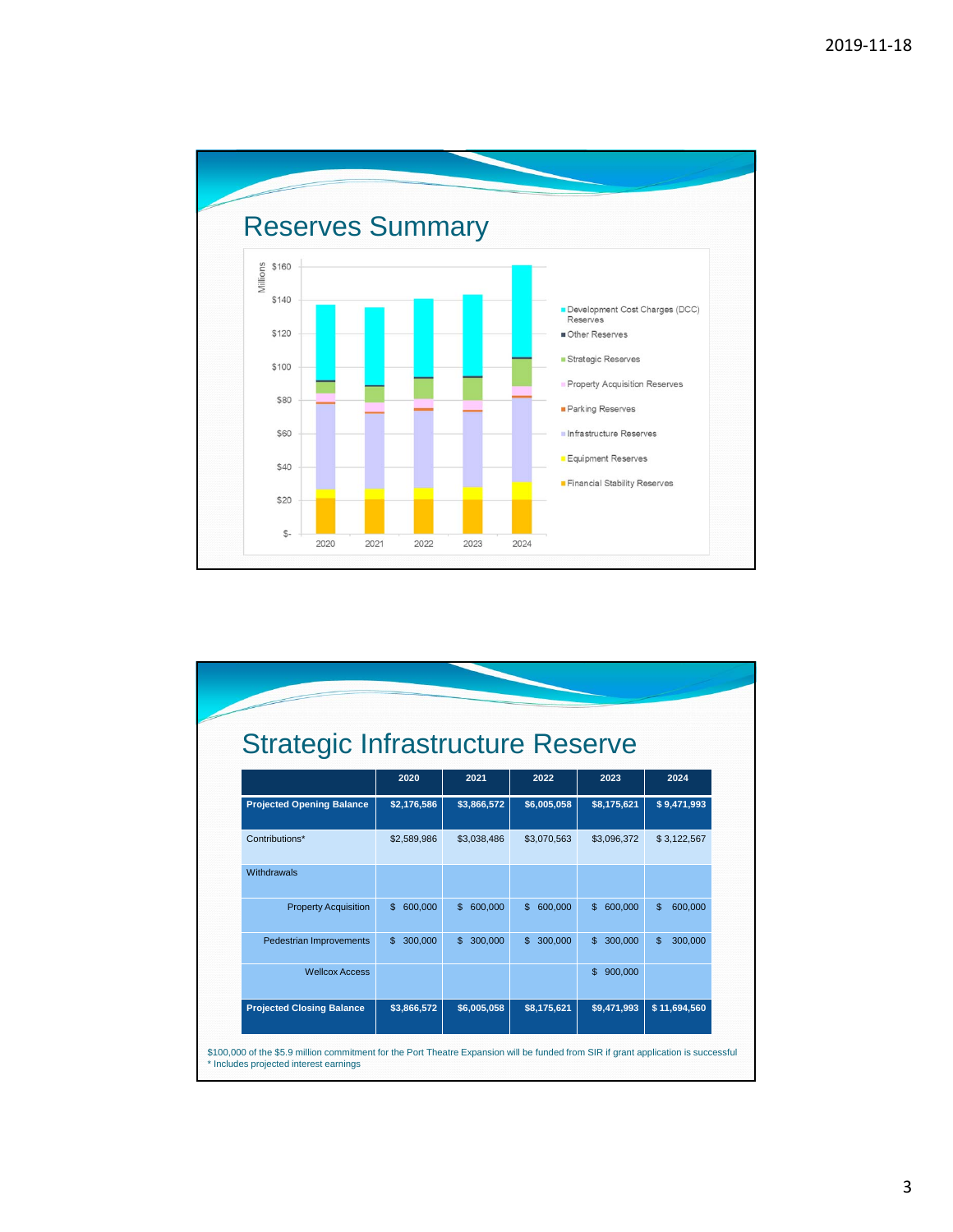## Reserves Summary

Millions

- Development Cost Charges (DCC) Reserves
- Other Reserves
- Strategic Reserves
- Property Acquisition Reserves
- Parking Reserves
- Infrastructure Reserves
- Equipment Reserves
- Financial Stability Reserves

## Strategic Infrastructure Reserve

| | 2020 | 2021 | 2022 | 2023 | 2024 |
|---|---|---|---|---|---|
| **Projected Opening Balance** | $2,176,586 | $3,866,572 | $6,005,058 | $8,175,621 | $ 9,471,993 |
| Contributions* | $2,589,986 | $3,038,486 | $3,070,563 | $3,096,372 | $ 3,122,567 |
| Withdrawals | | | | | |
| Property Acquisition | $ 600,000 | $ 600,000 | $ 600,000 | $ 600,000 | $ 600,000 |
| Pedestrian Improvements | $ 300,000 | $ 300,000 | $ 300,000 | $ 300,000 | $ 300,000 |
| Wellcox Access | | | | $ 900,000 | |
| **Projected Closing Balance** | $3,866,572 | $6,005,058 | $8,175,621 | $9,471,993 | $ 11,694,560 |

$100,000 of the $5.9 million commitment for the Port Theatre Expansion will be funded from SIR if grant application is successful
* Includes projected interest earnings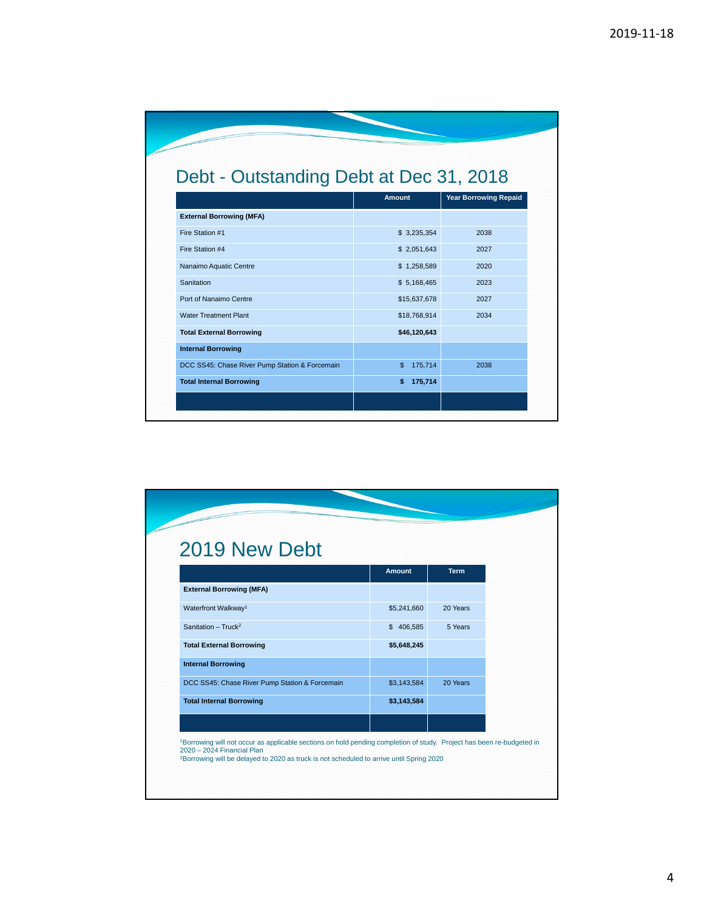## Debt - Outstanding Debt at Dec 31, 2018

| | Amount | Year Borrowing Repaid |
|---|---|---|
| **External Borrowing (MFA)** | | |
| Fire Station #1 | $ 3,235,354 | 2038 |
| Fire Station #4 | $ 2,051,643 | 2027 |
| Nanaimo Aquatic Centre | $ 1,258,589 | 2020 |
| Sanitation | $ 5,168,465 | 2023 |
| Port of Nanaimo Centre | $15,637,678 | 2027 |
| Water Treatment Plant | $18,768,914 | 2034 |
| **Total External Borrowing** | **$46,120,643** | |
| **Internal Borrowing** | | |
| DCC SS45: Chase River Pump Station & Forcemain | $ 175,714 | 2038 |
| **Total Internal Borrowing** | **$ 175,714** | |

## 2019 New Debt

| | Amount | Term |
|---|---|---|
| **External Borrowing (MFA)** | | |
| Waterfront Walkway[1] | $5,241,660 | 20 Years |
| Sanitation – Truck[2] | $ 406,585 | 5 Years |
| **Total External Borrowing** | **$5,648,245** | |
| **Internal Borrowing** | | |
| DCC SS45: Chase River Pump Station & Forcemain | $3,143,584 | 20 Years |
| **Total Internal Borrowing** | **$3,143,584** | |

[1]Borrowing will not occur as applicable sections on hold pending completion of study. Project has been re-budgeted in 2020 – 2024 Financial Plan

[2]Borrowing will be delayed to 2020 as truck is not scheduled to arrive until Spring 2020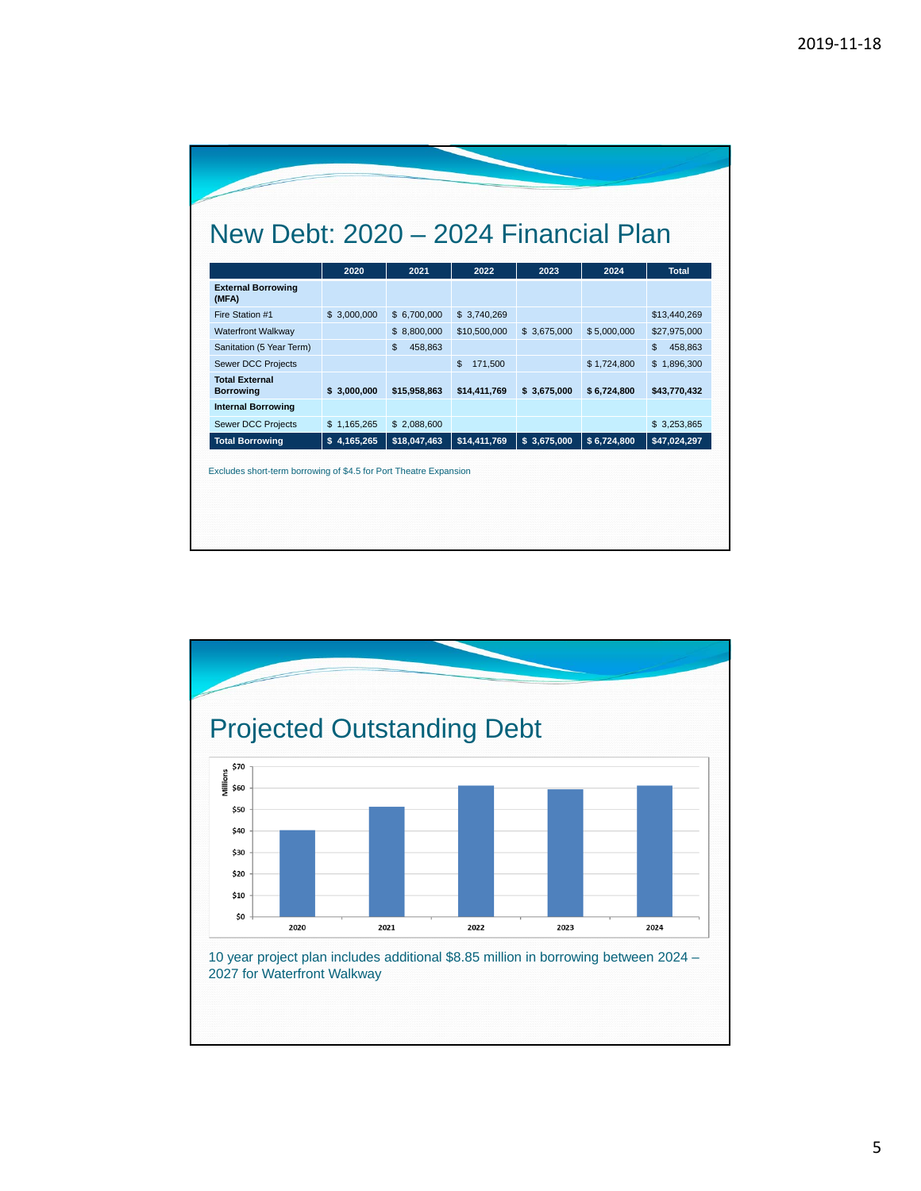# New Debt: 2020 – 2024 Financial Plan

| | 2020 | 2021 | 2022 | 2023 | 2024 | Total |
|---|---|---|---|---|---|---|
| **External Borrowing (MFA)** | | | | | | |
| Fire Station #1 | $ 3,000,000 | $ 6,700,000 | $ 3,740,269 | | | $13,440,269 |
| Waterfront Walkway | | $ 8,800,000 | $10,500,000 | $ 3,675,000 | $ 5,000,000 | $27,975,000 |
| Sanitation (5 Year Term) | | $ 458,863 | | | | $ 458,863 |
| Sewer DCC Projects | | | $ 171,500 | | $ 1,724,800 | $ 1,896,300 |
| **Total External Borrowing** | **$ 3,000,000** | **$15,958,863** | **$14,411,769** | **$ 3,675,000** | **$ 6,724,800** | **$43,770,432** |
| **Internal Borrowing** | | | | | | |
| Sewer DCC Projects | $ 1,165,265 | $ 2,088,600 | | | | $ 3,253,865 |
| **Total Borrowing** | **$ 4,165,265** | **$18,047,463** | **$14,411,769** | **$ 3,675,000** | **$ 6,724,800** | **$47,024,297** |

Excludes short-term borrowing of $4.5 for Port Theatre Expansion

# Projected Outstanding Debt

| Year | Outstanding Debt (Millions, approx.) |
|---|---|
| 2020 | $40 |
| 2021 | $51 |
| 2022 | $61 |
| 2023 | $59 |
| 2024 | $61 |

10 year project plan includes additional $8.85 million in borrowing between 2024 – 2027 for Waterfront Walkway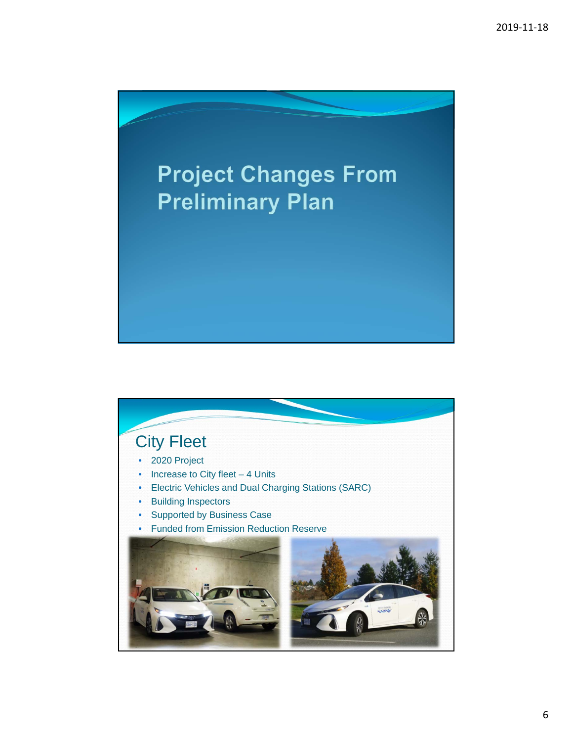# Project Changes From Preliminary Plan

## City Fleet

- 2020 Project
- Increase to City fleet – 4 Units
- Electric Vehicles and Dual Charging Stations (SARC)
- Building Inspectors
- Supported by Business Case
- Funded from Emission Reduction Reserve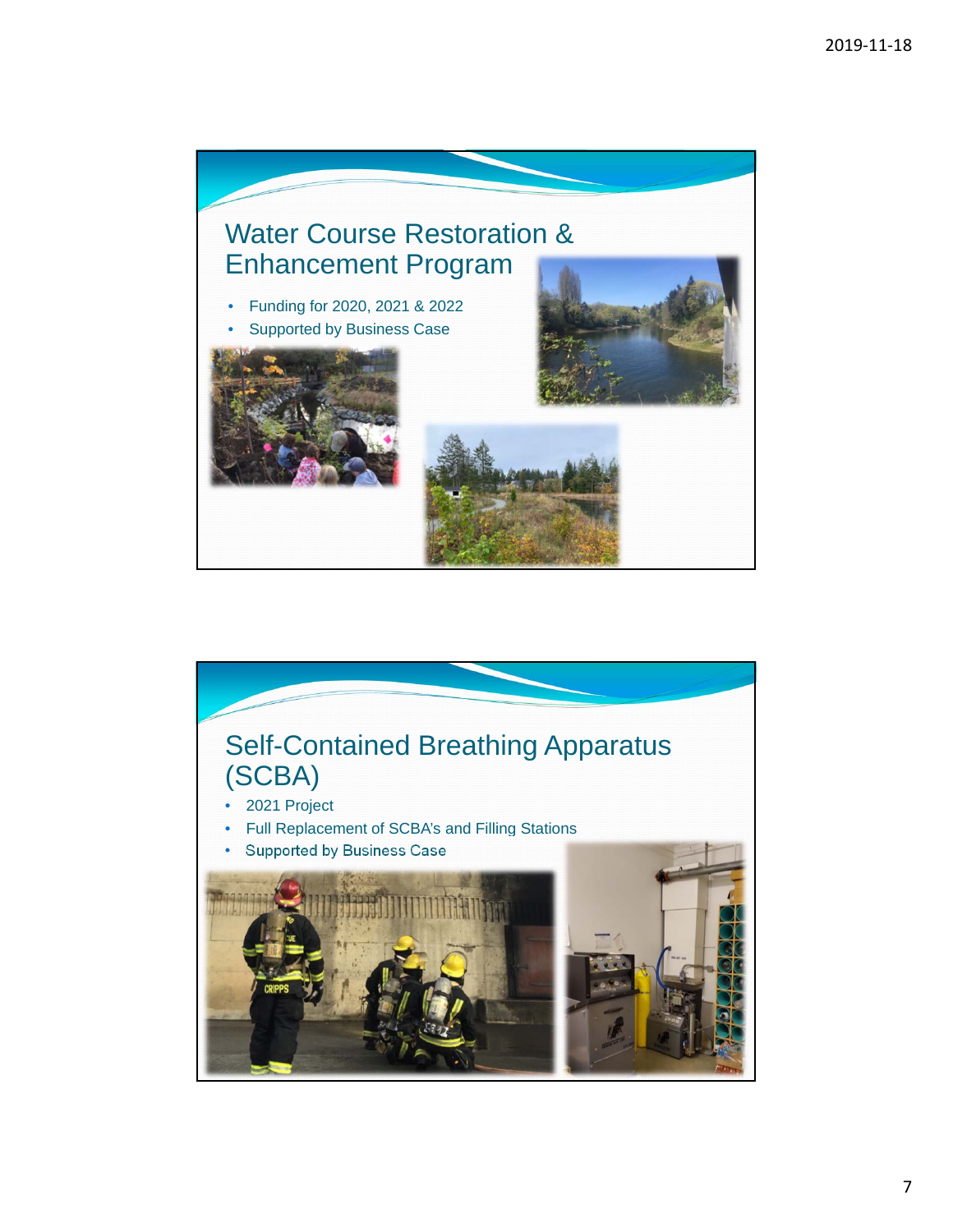## Water Course Restoration & Enhancement Program

- Funding for 2020, 2021 & 2022
- Supported by Business Case

## Self-Contained Breathing Apparatus (SCBA)

- 2021 Project
- Full Replacement of SCBA's and Filling Stations
- Supported by Business Case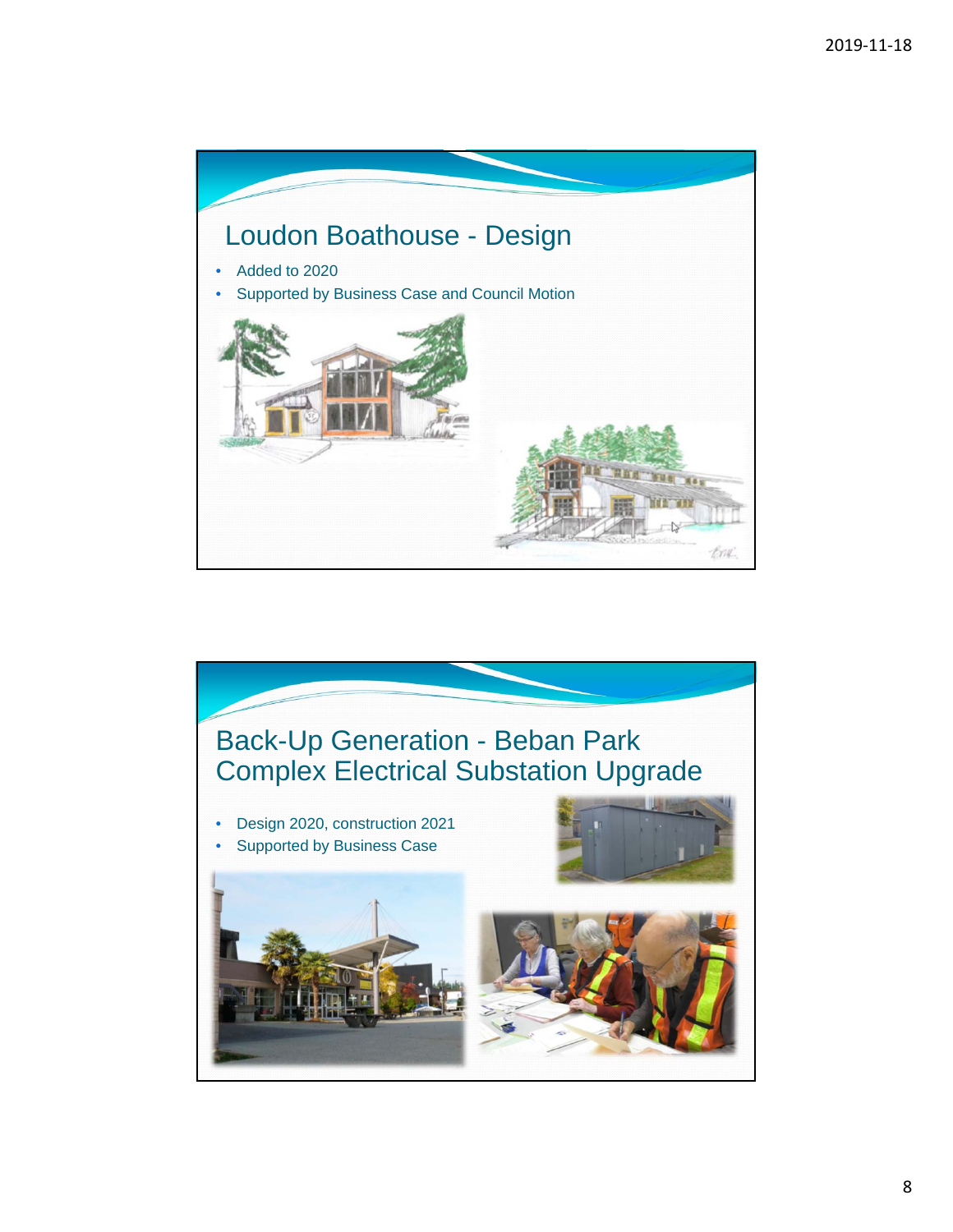## Loudon Boathouse - Design

- Added to 2020
- Supported by Business Case and Council Motion

## Back-Up Generation - Beban Park Complex Electrical Substation Upgrade

- Design 2020, construction 2021
- Supported by Business Case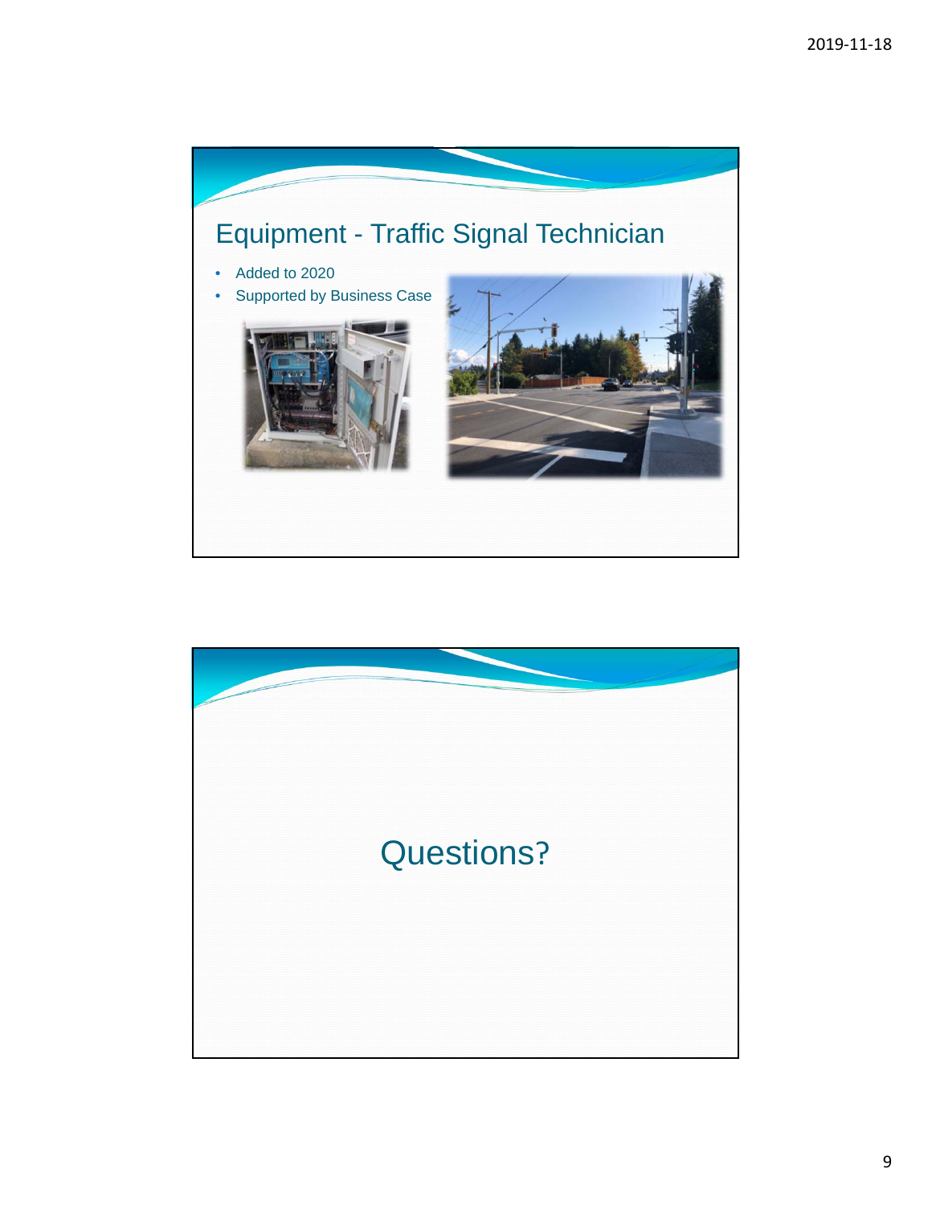## Equipment - Traffic Signal Technician

- Added to 2020
- Supported by Business Case

## Questions?